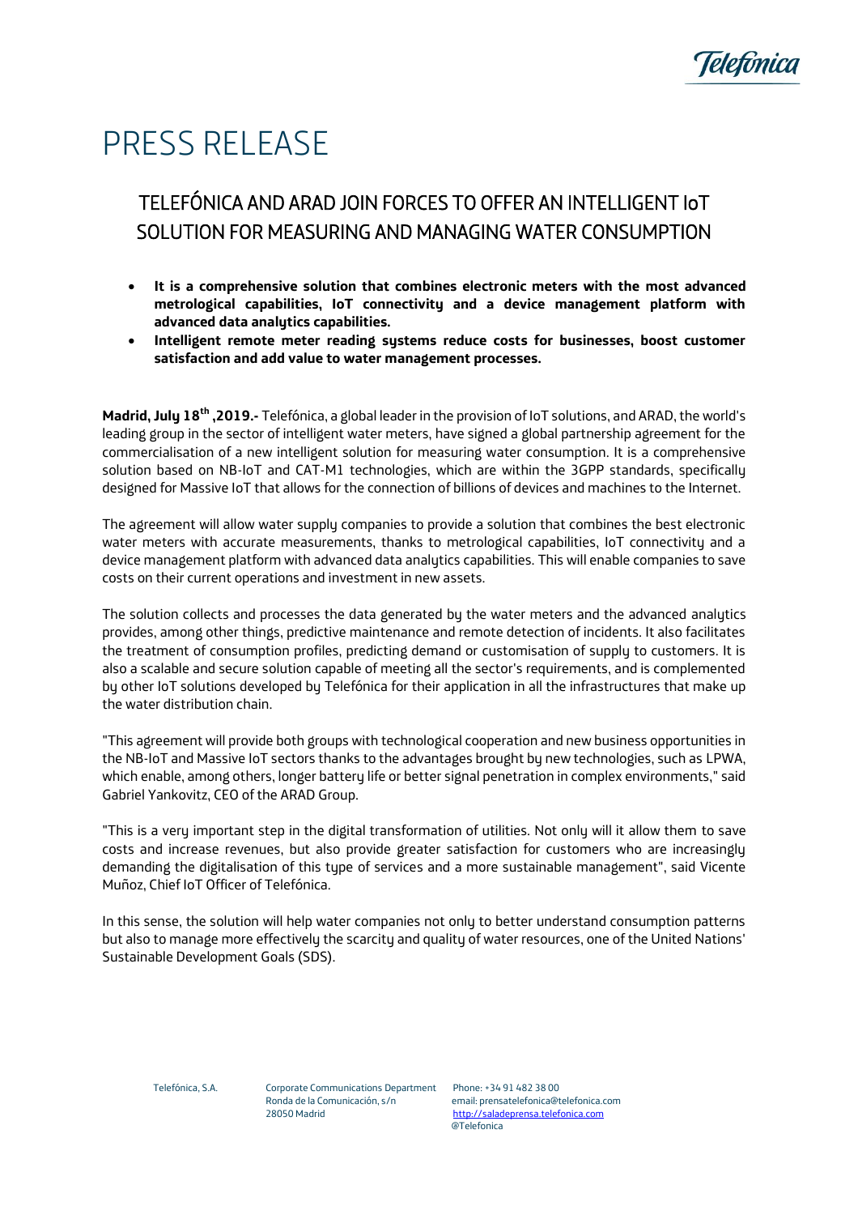# PRESS RELEASE

## TELEFÓNICA AND ARAD JOIN FORCES TO OFFER AN INTELLIGENT IoT SOLUTION FOR MEASURING AND MANAGING WATER CONSUMPTION

- **It is a comprehensive solution that combines electronic meters with the most advanced metrological capabilities, IoT connectivity and a device management platform with advanced data analytics capabilities.**
- **Intelligent remote meter reading systems reduce costs for businesses, boost customer satisfaction and add value to water management processes.**

**Madrid, July 18th ,2019.-** Telefónica, a global leader in the provision of IoT solutions, and ARAD, the world's leading group in the sector of intelligent water meters, have signed a global partnership agreement for the commercialisation of a new intelligent solution for measuring water consumption. It is a comprehensive solution based on NB-IoT and CAT-M1 technologies, which are within the 3GPP standards, specifically designed for Massive IoT that allows for the connection of billions of devices and machines to the Internet.

The agreement will allow water supply companies to provide a solution that combines the best electronic water meters with accurate measurements, thanks to metrological capabilities, IoT connectivity and a device management platform with advanced data analytics capabilities. This will enable companies to save costs on their current operations and investment in new assets.

The solution collects and processes the data generated by the water meters and the advanced analytics provides, among other things, predictive maintenance and remote detection of incidents. It also facilitates the treatment of consumption profiles, predicting demand or customisation of supply to customers. It is also a scalable and secure solution capable of meeting all the sector's requirements, and is complemented by other IoT solutions developed by Telefónica for their application in all the infrastructures that make up the water distribution chain.

"This agreement will provide both groups with technological cooperation and new business opportunities in the NB-IoT and Massive IoT sectors thanks to the advantages brought by new technologies, such as LPWA, which enable, among others, longer battery life or better signal penetration in complex environments," said Gabriel Yankovitz, CEO of the ARAD Group.

"This is a very important step in the digital transformation of utilities. Not only will it allow them to save costs and increase revenues, but also provide greater satisfaction for customers who are increasingly demanding the digitalisation of this type of services and a more sustainable management", said Vicente Muñoz, Chief IoT Officer of Telefónica.

In this sense, the solution will help water companies not only to better understand consumption patterns but also to manage more effectively the scarcity and quality of water resources, one of the United Nations' Sustainable Development Goals (SDS).

Telefónica, S.A. Corporate Communications Department
Ronda de la Comunicación, s/n
28050 Madrid
Phone: +34 91 482 38 00
email: prensatelefonica@telefonica.com
http://saladeprensa.telefonica.com
@Telefonica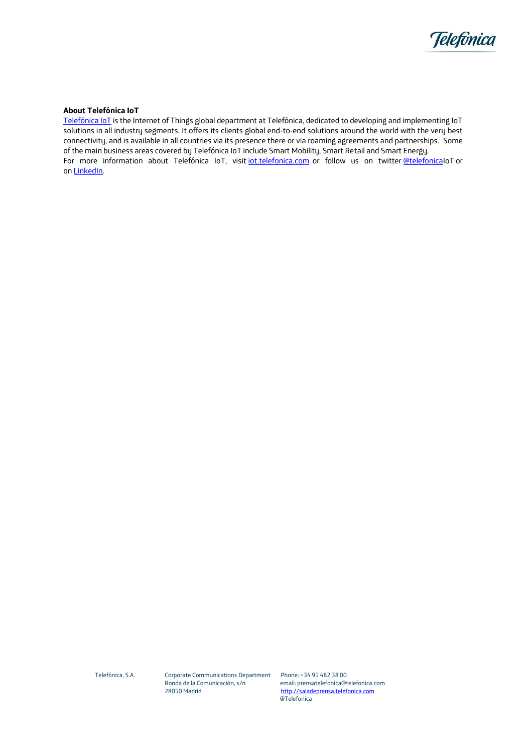**About Telefónica IoT**

Telefónica IoT is the Internet of Things global department at Telefónica, dedicated to developing and implementing IoT solutions in all industry segments. It offers its clients global end-to-end solutions around the world with the very best connectivity, and is available in all countries via its presence there or via roaming agreements and partnerships. Some of the main business areas covered by Telefónica IoT include Smart Mobility, Smart Retail and Smart Energy.
For more information about Telefónica IoT, visit iot.telefonica.com or follow us on twitter @telefonicaIoT or on LinkedIn.

Telefónica, S.A.

Corporate Communications Department
Ronda de la Comunicación, s/n
28050 Madrid

Phone: +34 91 482 38 00
email: prensatelefonica@telefonica.com
http://saladeprensa.telefonica.com
@Telefonica